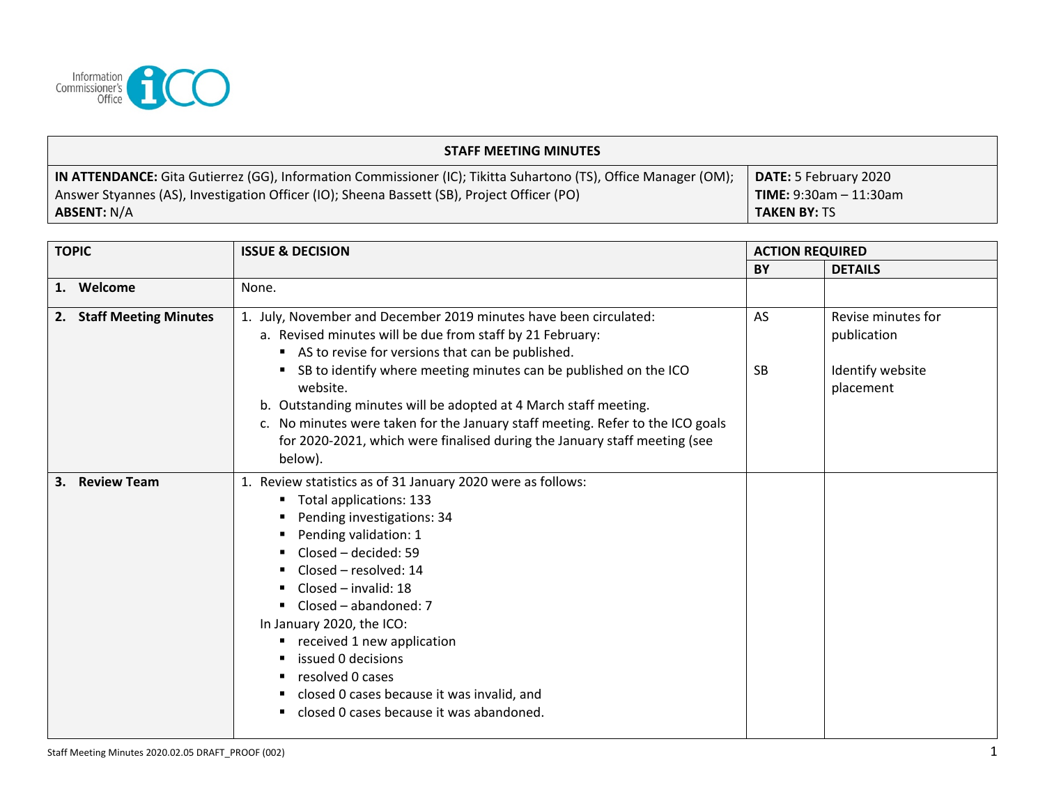Information Commissioner's Office

| STAFF MEETING MINUTES | |
|---|---|
| **IN ATTENDANCE:** Gita Gutierrez (GG), Information Commissioner (IC); Tikitta Suhartono (TS), Office Manager (OM); Answer Styannes (AS), Investigation Officer (IO); Sheena Bassett (SB), Project Officer (PO)<br>**ABSENT:** N/A | **DATE:** 5 February 2020<br>**TIME:** 9:30am – 11:30am<br>**TAKEN BY:** TS |

| TOPIC | ISSUE & DECISION | ACTION REQUIRED | |
|---|---|---|---|
| | | **BY** | **DETAILS** |
| **1. Welcome** | None. | | |
| **2. Staff Meeting Minutes** | 1. July, November and December 2019 minutes have been circulated:<br>a. Revised minutes will be due from staff by 21 February:<br>▪ AS to revise for versions that can be published.<br>▪ SB to identify where meeting minutes can be published on the ICO website.<br>b. Outstanding minutes will be adopted at 4 March staff meeting.<br>c. No minutes were taken for the January staff meeting. Refer to the ICO goals for 2020-2021, which were finalised during the January staff meeting (see below). | AS<br><br>SB | Revise minutes for publication<br><br>Identify website placement |
| **3. Review Team** | 1. Review statistics as of 31 January 2020 were as follows:<br>▪ Total applications: 133<br>▪ Pending investigations: 34<br>▪ Pending validation: 1<br>▪ Closed – decided: 59<br>▪ Closed – resolved: 14<br>▪ Closed – invalid: 18<br>▪ Closed – abandoned: 7<br>In January 2020, the ICO:<br>▪ received 1 new application<br>▪ issued 0 decisions<br>▪ resolved 0 cases<br>▪ closed 0 cases because it was invalid, and<br>▪ closed 0 cases because it was abandoned. | | |

Staff Meeting Minutes 2020.02.05 DRAFT_PROOF (002)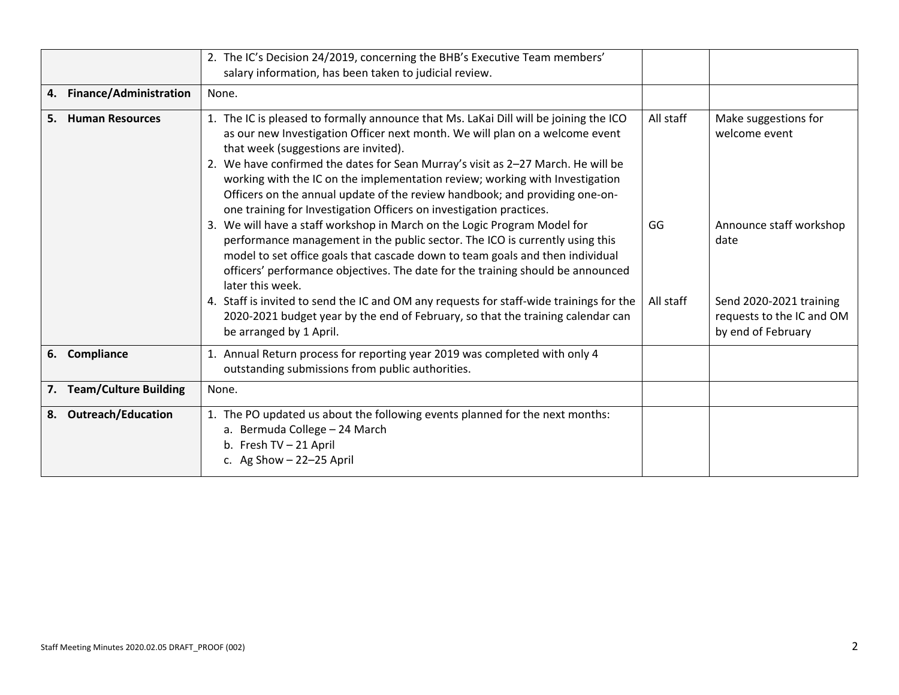| | | | |
|---|---|---|---|
| | 2. The IC's Decision 24/2019, concerning the BHB's Executive Team members' salary information, has been taken to judicial review. | | |
| **4. Finance/Administration** | None. | | |
| **5. Human Resources** | 1. The IC is pleased to formally announce that Ms. LaKai Dill will be joining the ICO as our new Investigation Officer next month. We will plan on a welcome event that week (suggestions are invited).<br>2. We have confirmed the dates for Sean Murray's visit as 2–27 March. He will be working with the IC on the implementation review; working with Investigation Officers on the annual update of the review handbook; and providing one-on-one training for Investigation Officers on investigation practices.<br>3. We will have a staff workshop in March on the Logic Program Model for performance management in the public sector. The ICO is currently using this model to set office goals that cascade down to team goals and then individual officers' performance objectives. The date for the training should be announced later this week.<br>4. Staff is invited to send the IC and OM any requests for staff-wide trainings for the 2020-2021 budget year by the end of February, so that the training calendar can be arranged by 1 April. | All staff<br><br><br><br><br><br><br>GG<br><br><br><br><br>All staff | Make suggestions for welcome event<br><br><br><br><br><br><br>Announce staff workshop date<br><br><br><br><br>Send 2020-2021 training requests to the IC and OM by end of February |
| **6. Compliance** | 1. Annual Return process for reporting year 2019 was completed with only 4 outstanding submissions from public authorities. | | |
| **7. Team/Culture Building** | None. | | |
| **8. Outreach/Education** | 1. The PO updated us about the following events planned for the next months:<br>a. Bermuda College – 24 March<br>b. Fresh TV – 21 April<br>c. Ag Show – 22–25 April | | |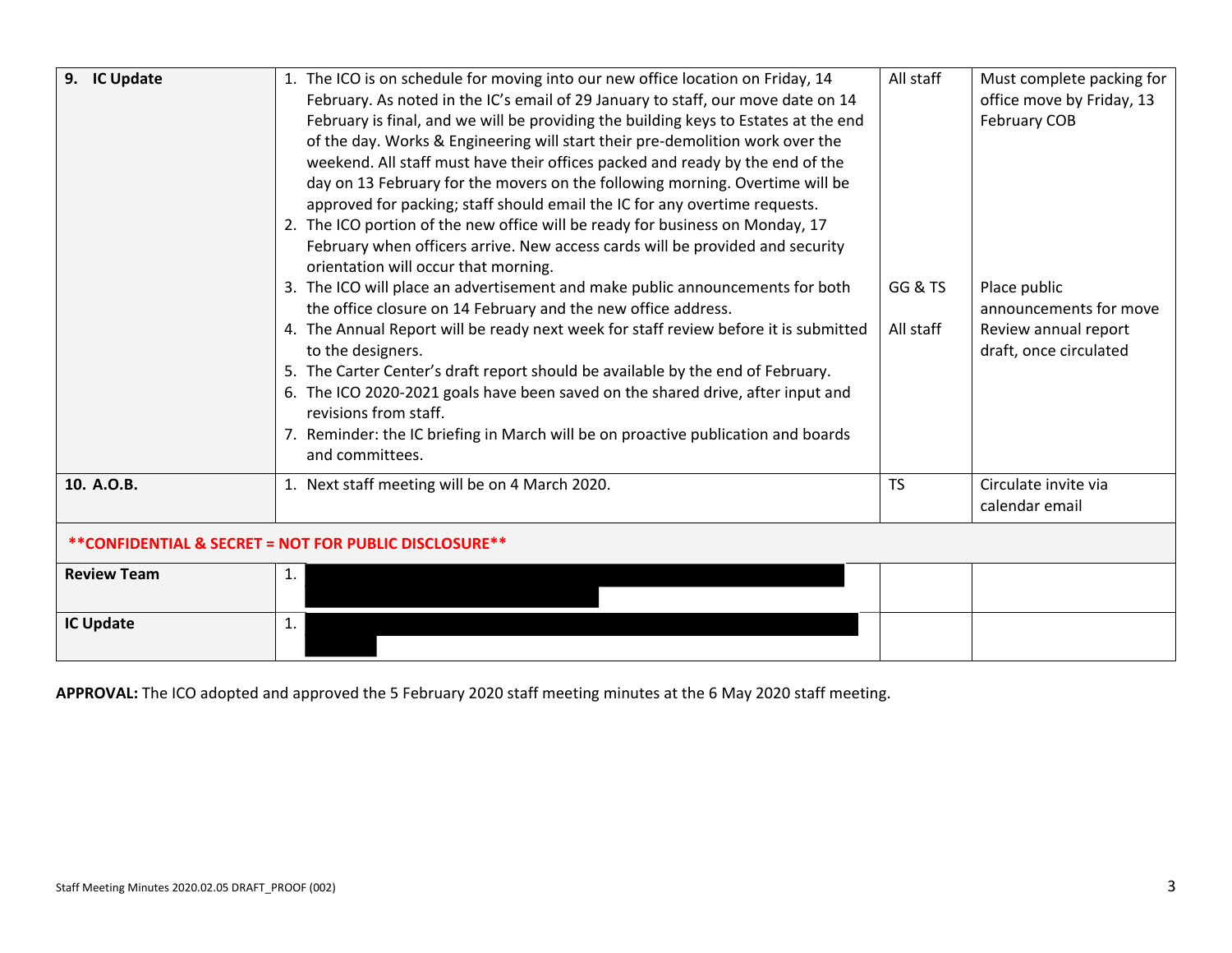| | | | |
|---|---|---|---|
| **9. IC Update** | 1. The ICO is on schedule for moving into our new office location on Friday, 14 February. As noted in the IC's email of 29 January to staff, our move date on 14 February is final, and we will be providing the building keys to Estates at the end of the day. Works & Engineering will start their pre-demolition work over the weekend. All staff must have their offices packed and ready by the end of the day on 13 February for the movers on the following morning. Overtime will be approved for packing; staff should email the IC for any overtime requests.<br>2. The ICO portion of the new office will be ready for business on Monday, 17 February when officers arrive. New access cards will be provided and security orientation will occur that morning.<br>3. The ICO will place an advertisement and make public announcements for both the office closure on 14 February and the new office address.<br>4. The Annual Report will be ready next week for staff review before it is submitted to the designers.<br>5. The Carter Center's draft report should be available by the end of February.<br>6. The ICO 2020-2021 goals have been saved on the shared drive, after input and revisions from staff.<br>7. Reminder: the IC briefing in March will be on proactive publication and boards and committees. | All staff<br><br><br><br><br><br><br><br><br><br>GG & TS<br><br>All staff | Must complete packing for office move by Friday, 13 February COB<br><br><br><br><br><br><br><br><br><br>Place public announcements for move<br>Review annual report draft, once circulated |
| **10. A.O.B.** | 1. Next staff meeting will be on 4 March 2020. | TS | Circulate invite via calendar email |
| **\*\*CONFIDENTIAL & SECRET = NOT FOR PUBLIC DISCLOSURE\*\*** | | | |
| **Review Team** | 1. [REDACTED] | | |
| **IC Update** | 1. [REDACTED] | | |

**APPROVAL:** The ICO adopted and approved the 5 February 2020 staff meeting minutes at the 6 May 2020 staff meeting.

Staff Meeting Minutes 2020.02.05 DRAFT_PROOF (002)